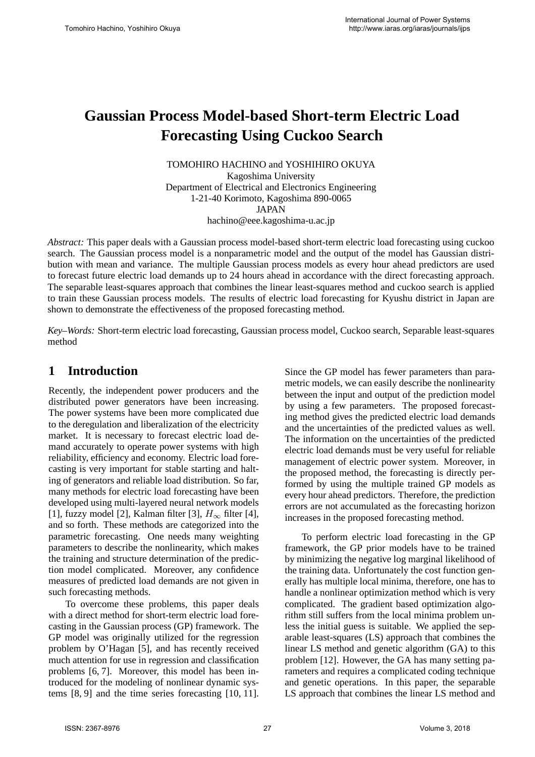# Gaussian Process Model-based Short-term Electric Load Forecasting Using Cuckoo Search

TOMOHIRO HACHINO and YOSHIHIRO OKUYA
Kagoshima University
Department of Electrical and Electronics Engineering
1-21-40 Korimoto, Kagoshima 890-0065
JAPAN
hachino@eee.kagoshima-u.ac.jp

*Abstract:* This paper deals with a Gaussian process model-based short-term electric load forecasting using cuckoo search. The Gaussian process model is a nonparametric model and the output of the model has Gaussian distribution with mean and variance. The multiple Gaussian process models as every hour ahead predictors are used to forecast future electric load demands up to 24 hours ahead in accordance with the direct forecasting approach. The separable least-squares approach that combines the linear least-squares method and cuckoo search is applied to train these Gaussian process models. The results of electric load forecasting for Kyushu district in Japan are shown to demonstrate the effectiveness of the proposed forecasting method.

*Key–Words:* Short-term electric load forecasting, Gaussian process model, Cuckoo search, Separable least-squares method

## 1 Introduction

Recently, the independent power producers and the distributed power generators have been increasing. The power systems have been more complicated due to the deregulation and liberalization of the electricity market. It is necessary to forecast electric load demand accurately to operate power systems with high reliability, efficiency and economy. Electric load forecasting is very important for stable starting and halting of generators and reliable load distribution. So far, many methods for electric load forecasting have been developed using multi-layered neural network models [1], fuzzy model [2], Kalman filter [3], $H_\infty$ filter [4], and so forth. These methods are categorized into the parametric forecasting. One needs many weighting parameters to describe the nonlinearity, which makes the training and structure determination of the prediction model complicated. Moreover, any confidence measures of predicted load demands are not given in such forecasting methods.

To overcome these problems, this paper deals with a direct method for short-term electric load forecasting in the Gaussian process (GP) framework. The GP model was originally utilized for the regression problem by O'Hagan [5], and has recently received much attention for use in regression and classification problems [6, 7]. Moreover, this model has been introduced for the modeling of nonlinear dynamic systems [8, 9] and the time series forecasting [10, 11]. Since the GP model has fewer parameters than parametric models, we can easily describe the nonlinearity between the input and output of the prediction model by using a few parameters. The proposed forecasting method gives the predicted electric load demands and the uncertainties of the predicted values as well. The information on the uncertainties of the predicted electric load demands must be very useful for reliable management of electric power system. Moreover, in the proposed method, the forecasting is directly performed by using the multiple trained GP models as every hour ahead predictors. Therefore, the prediction errors are not accumulated as the forecasting horizon increases in the proposed forecasting method.

To perform electric load forecasting in the GP framework, the GP prior models have to be trained by minimizing the negative log marginal likelihood of the training data. Unfortunately the cost function generally has multiple local minima, therefore, one has to handle a nonlinear optimization method which is very complicated. The gradient based optimization algorithm still suffers from the local minima problem unless the initial guess is suitable. We applied the separable least-squares (LS) approach that combines the linear LS method and genetic algorithm (GA) to this problem [12]. However, the GA has many setting parameters and requires a complicated coding technique and genetic operations. In this paper, the separable LS approach that combines the linear LS method and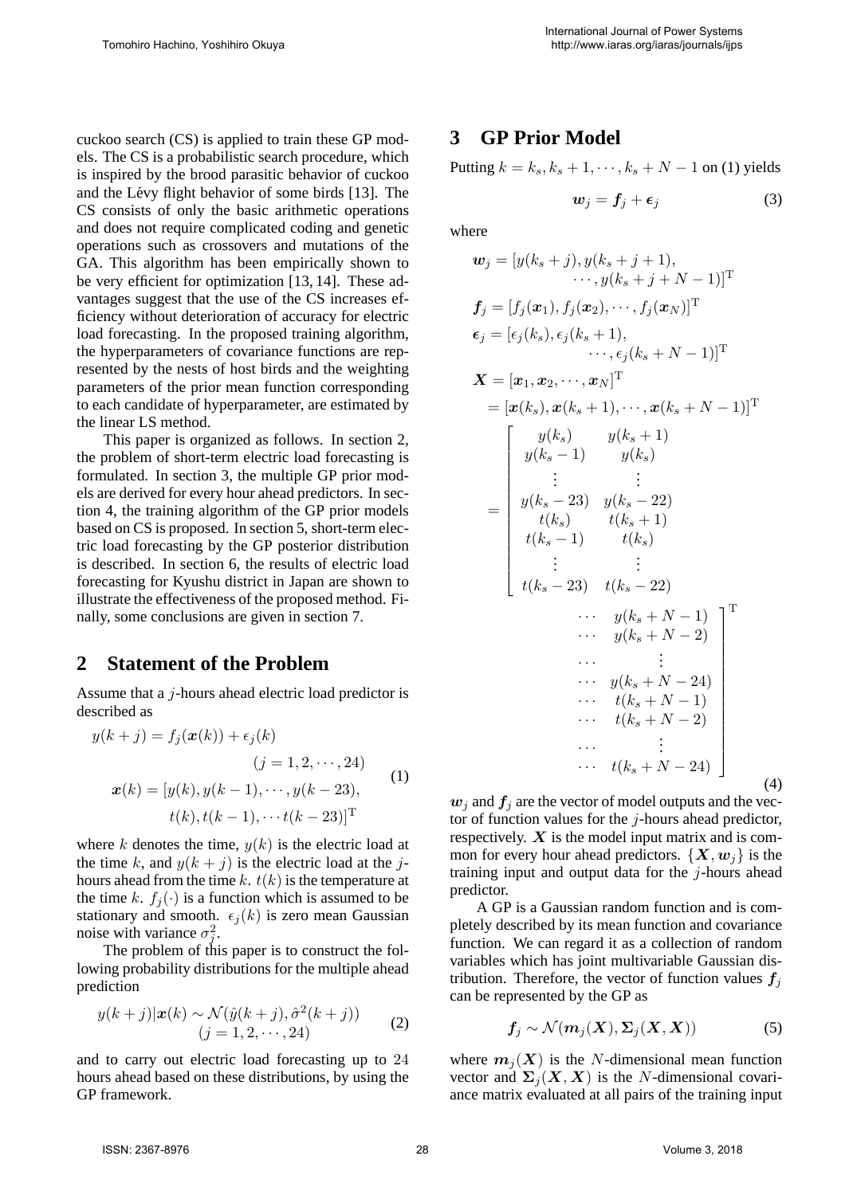cuckoo search (CS) is applied to train these GP models. The CS is a probabilistic search procedure, which is inspired by the brood parasitic behavior of cuckoo and the Lévy flight behavior of some birds [13]. The CS consists of only the basic arithmetic operations and does not require complicated coding and genetic operations such as crossovers and mutations of the GA. This algorithm has been empirically shown to be very efficient for optimization [13, 14]. These advantages suggest that the use of the CS increases efficiency without deterioration of accuracy for electric load forecasting. In the proposed training algorithm, the hyperparameters of covariance functions are represented by the nests of host birds and the weighting parameters of the prior mean function corresponding to each candidate of hyperparameter, are estimated by the linear LS method.

This paper is organized as follows. In section 2, the problem of short-term electric load forecasting is formulated. In section 3, the multiple GP prior models are derived for every hour ahead predictors. In section 4, the training algorithm of the GP prior models based on CS is proposed. In section 5, short-term electric load forecasting by the GP posterior distribution is described. In section 6, the results of electric load forecasting for Kyushu district in Japan are shown to illustrate the effectiveness of the proposed method. Finally, some conclusions are given in section 7.

## 2 Statement of the Problem

Assume that a $j$-hours ahead electric load predictor is described as

$$
\begin{aligned}
y(k+j) &= f_j(\boldsymbol{x}(k)) + \epsilon_j(k) \\
&\qquad\qquad (j = 1, 2, \cdots, 24) \\
\boldsymbol{x}(k) &= [y(k), y(k-1), \cdots, y(k-23), \\
&\qquad t(k), t(k-1), \cdots t(k-23)]^{\mathrm{T}}
\end{aligned}
\tag{1}
$$

where $k$ denotes the time, $y(k)$ is the electric load at the time $k$, and $y(k+j)$ is the electric load at the $j$-hours ahead from the time $k$. $t(k)$ is the temperature at the time $k$. $f_j(\cdot)$ is a function which is assumed to be stationary and smooth. $\epsilon_j(k)$ is zero mean Gaussian noise with variance $\sigma_j^2$.

The problem of this paper is to construct the following probability distributions for the multiple ahead prediction

$$
\begin{aligned}
y(k+j)|\boldsymbol{x}(k) \sim \mathcal{N}(\hat{y}(k+j), \hat{\sigma}^2(k+j)) \\
(j = 1, 2, \cdots, 24)
\end{aligned}
\tag{2}
$$

and to carry out electric load forecasting up to $24$ hours ahead based on these distributions, by using the GP framework.

## 3 GP Prior Model

Putting $k = k_s, k_s+1, \cdots, k_s+N-1$ on (1) yields

$$
\boldsymbol{w}_j = \boldsymbol{f}_j + \boldsymbol{\epsilon}_j \tag{3}
$$

where

$$
\begin{aligned}
\boldsymbol{w}_j &= [y(k_s+j), y(k_s+j+1), \\
&\qquad \cdots, y(k_s+j+N-1)]^{\mathrm{T}} \\
\boldsymbol{f}_j &= [f_j(\boldsymbol{x}_1), f_j(\boldsymbol{x}_2), \cdots, f_j(\boldsymbol{x}_N)]^{\mathrm{T}} \\
\boldsymbol{\epsilon}_j &= [\epsilon_j(k_s), \epsilon_j(k_s+1), \\
&\qquad \cdots, \epsilon_j(k_s+N-1)]^{\mathrm{T}} \\
\boldsymbol{X} &= [\boldsymbol{x}_1, \boldsymbol{x}_2, \cdots, \boldsymbol{x}_N]^{\mathrm{T}} \\
&= [\boldsymbol{x}(k_s), \boldsymbol{x}(k_s+1), \cdots, \boldsymbol{x}(k_s+N-1)]^{\mathrm{T}} \\
&= \begin{bmatrix}
y(k_s) & y(k_s+1) & \cdots & y(k_s+N-1) \\
y(k_s-1) & y(k_s) & \cdots & y(k_s+N-2) \\
\vdots & \vdots & \cdots & \vdots \\
y(k_s-23) & y(k_s-22) & \cdots & y(k_s+N-24) \\
t(k_s) & t(k_s+1) & \cdots & t(k_s+N-1) \\
t(k_s-1) & t(k_s) & \cdots & t(k_s+N-2) \\
\vdots & \vdots & \cdots & \vdots \\
t(k_s-23) & t(k_s-22) & \cdots & t(k_s+N-24)
\end{bmatrix}^{\mathrm{T}}
\end{aligned}
\tag{4}
$$

$\boldsymbol{w}_j$ and $\boldsymbol{f}_j$ are the vector of model outputs and the vector of function values for the $j$-hours ahead predictor, respectively. $\boldsymbol{X}$ is the model input matrix and is common for every hour ahead predictors. $\{\boldsymbol{X}, \boldsymbol{w}_j\}$ is the training input and output data for the $j$-hours ahead predictor.

A GP is a Gaussian random function and is completely described by its mean function and covariance function. We can regard it as a collection of random variables which has joint multivariable Gaussian distribution. Therefore, the vector of function values $\boldsymbol{f}_j$ can be represented by the GP as

$$
\boldsymbol{f}_j \sim \mathcal{N}(\boldsymbol{m}_j(\boldsymbol{X}), \boldsymbol{\Sigma}_j(\boldsymbol{X}, \boldsymbol{X})) \tag{5}
$$

where $\boldsymbol{m}_j(\boldsymbol{X})$ is the $N$-dimensional mean function vector and $\boldsymbol{\Sigma}_j(\boldsymbol{X}, \boldsymbol{X})$ is the $N$-dimensional covariance matrix evaluated at all pairs of the training input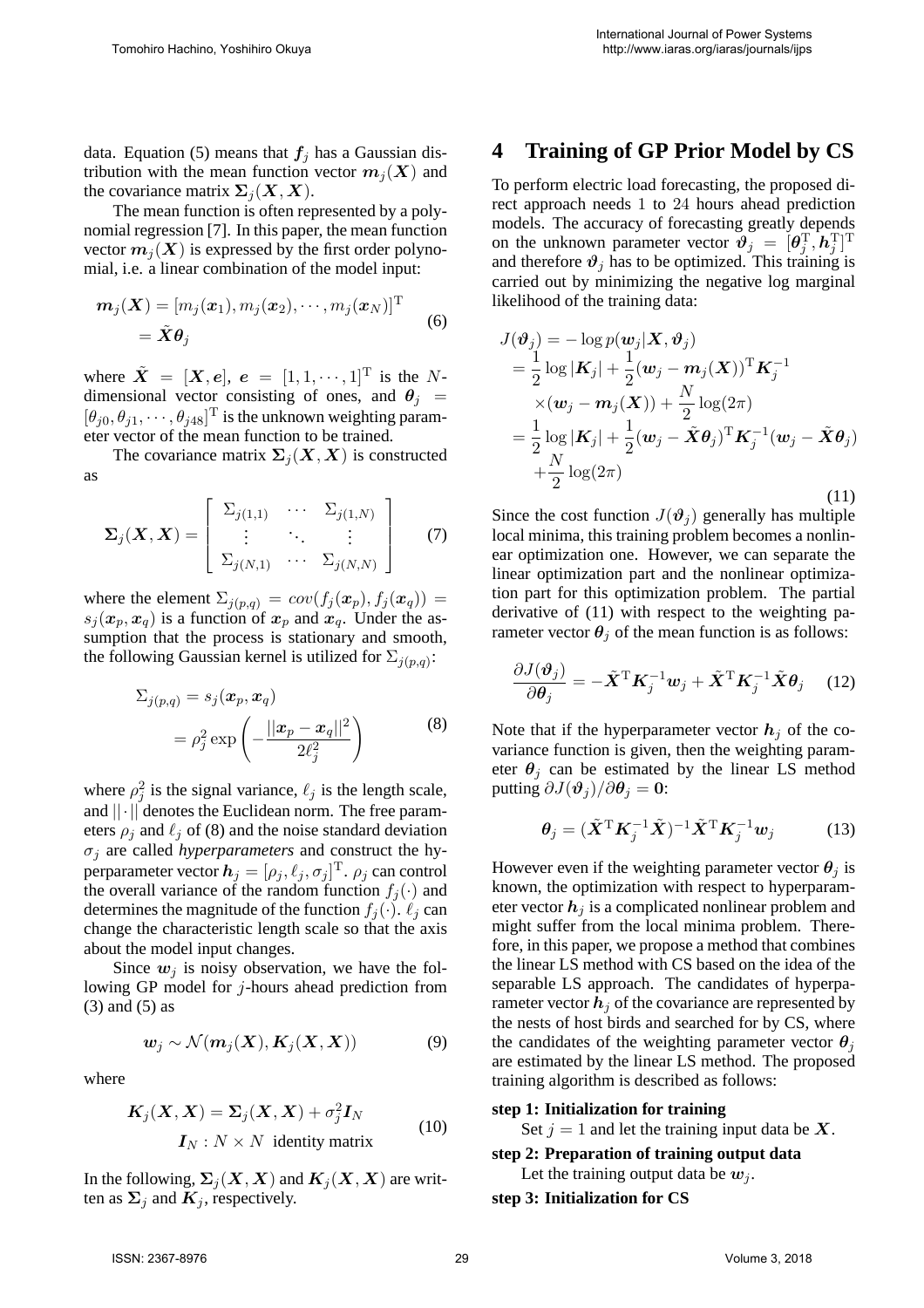data. Equation (5) means that $\boldsymbol{f}_j$ has a Gaussian distribution with the mean function vector $\boldsymbol{m}_j(\boldsymbol{X})$ and the covariance matrix $\boldsymbol{\Sigma}_j(\boldsymbol{X}, \boldsymbol{X})$.

The mean function is often represented by a polynomial regression [7]. In this paper, the mean function vector $\boldsymbol{m}_j(\boldsymbol{X})$ is expressed by the first order polynomial, i.e. a linear combination of the model input:

$$
\begin{aligned}
\boldsymbol{m}_j(\boldsymbol{X}) &= [m_j(\boldsymbol{x}_1), m_j(\boldsymbol{x}_2), \cdots, m_j(\boldsymbol{x}_N)]^{\mathrm{T}} \\
&= \tilde{\boldsymbol{X}}\boldsymbol{\theta}_j
\end{aligned} \tag{6}
$$

where $\tilde{\boldsymbol{X}} = [\boldsymbol{X}, \boldsymbol{e}]$, $\boldsymbol{e} = [1, 1, \cdots, 1]^{\mathrm{T}}$ is the $N$-dimensional vector consisting of ones, and $\boldsymbol{\theta}_j = [\theta_{j0}, \theta_{j1}, \cdots, \theta_{j48}]^{\mathrm{T}}$ is the unknown weighting parameter vector of the mean function to be trained.

The covariance matrix $\boldsymbol{\Sigma}_j(\boldsymbol{X}, \boldsymbol{X})$ is constructed as

$$
\boldsymbol{\Sigma}_j(\boldsymbol{X}, \boldsymbol{X}) = \begin{bmatrix} \Sigma_{j(1,1)} & \cdots & \Sigma_{j(1,N)} \\ \vdots & \ddots & \vdots \\ \Sigma_{j(N,1)} & \cdots & \Sigma_{j(N,N)} \end{bmatrix} \tag{7}
$$

where the element $\Sigma_{j(p,q)} = cov(f_j(\boldsymbol{x}_p), f_j(\boldsymbol{x}_q)) = s_j(\boldsymbol{x}_p, \boldsymbol{x}_q)$ is a function of $\boldsymbol{x}_p$ and $\boldsymbol{x}_q$. Under the assumption that the process is stationary and smooth, the following Gaussian kernel is utilized for $\Sigma_{j(p,q)}$:

$$
\begin{aligned}
\Sigma_{j(p,q)} &= s_j(\boldsymbol{x}_p, \boldsymbol{x}_q) \\
&= \rho_j^2 \exp\left(-\frac{||\boldsymbol{x}_p - \boldsymbol{x}_q||^2}{2\ell_j^2}\right)
\end{aligned} \tag{8}
$$

where $\rho_j^2$ is the signal variance, $\ell_j$ is the length scale, and $||\cdot||$ denotes the Euclidean norm. The free parameters $\rho_j$ and $\ell_j$ of (8) and the noise standard deviation $\sigma_j$ are called *hyperparameters* and construct the hyperparameter vector $\boldsymbol{h}_j = [\rho_j, \ell_j, \sigma_j]^{\mathrm{T}}$. $\rho_j$ can control the overall variance of the random function $f_j(\cdot)$ and determines the magnitude of the function $f_j(\cdot)$. $\ell_j$ can change the characteristic length scale so that the axis about the model input changes.

Since $\boldsymbol{w}_j$ is noisy observation, we have the following GP model for $j$-hours ahead prediction from (3) and (5) as

$$
\boldsymbol{w}_j \sim \mathcal{N}(\boldsymbol{m}_j(\boldsymbol{X}), \boldsymbol{K}_j(\boldsymbol{X}, \boldsymbol{X})) \tag{9}
$$

where

$$
\begin{aligned}
\boldsymbol{K}_j(\boldsymbol{X}, \boldsymbol{X}) &= \boldsymbol{\Sigma}_j(\boldsymbol{X}, \boldsymbol{X}) + \sigma_j^2 \boldsymbol{I}_N \\
\boldsymbol{I}_N &: N \times N \text{ identity matrix}
\end{aligned} \tag{10}
$$

In the following, $\boldsymbol{\Sigma}_j(\boldsymbol{X}, \boldsymbol{X})$ and $\boldsymbol{K}_j(\boldsymbol{X}, \boldsymbol{X})$ are written as $\boldsymbol{\Sigma}_j$ and $\boldsymbol{K}_j$, respectively.

# 4 Training of GP Prior Model by CS

To perform electric load forecasting, the proposed direct approach needs 1 to 24 hours ahead prediction models. The accuracy of forecasting greatly depends on the unknown parameter vector $\boldsymbol{\vartheta}_j = [\boldsymbol{\theta}_j^{\mathrm{T}}, \boldsymbol{h}_j^{\mathrm{T}}]^{\mathrm{T}}$ and therefore $\boldsymbol{\vartheta}_j$ has to be optimized. This training is carried out by minimizing the negative log marginal likelihood of the training data:

$$
\begin{aligned}
J(\boldsymbol{\vartheta}_j) &= -\log p(\boldsymbol{w}_j|\boldsymbol{X}, \boldsymbol{\vartheta}_j) \\
&= \frac{1}{2}\log|\boldsymbol{K}_j| + \frac{1}{2}(\boldsymbol{w}_j - \boldsymbol{m}_j(\boldsymbol{X}))^{\mathrm{T}}\boldsymbol{K}_j^{-1} \\
&\quad \times(\boldsymbol{w}_j - \boldsymbol{m}_j(\boldsymbol{X})) + \frac{N}{2}\log(2\pi) \\
&= \frac{1}{2}\log|\boldsymbol{K}_j| + \frac{1}{2}(\boldsymbol{w}_j - \tilde{\boldsymbol{X}}\boldsymbol{\theta}_j)^{\mathrm{T}}\boldsymbol{K}_j^{-1}(\boldsymbol{w}_j - \tilde{\boldsymbol{X}}\boldsymbol{\theta}_j) \\
&\quad + \frac{N}{2}\log(2\pi)
\end{aligned} \tag{11}
$$

Since the cost function $J(\boldsymbol{\vartheta}_j)$ generally has multiple local minima, this training problem becomes a nonlinear optimization one. However, we can separate the linear optimization part and the nonlinear optimization part for this optimization problem. The partial derivative of (11) with respect to the weighting parameter vector $\boldsymbol{\theta}_j$ of the mean function is as follows:

$$
\frac{\partial J(\boldsymbol{\vartheta}_j)}{\partial \boldsymbol{\theta}_j} = -\tilde{\boldsymbol{X}}^{\mathrm{T}}\boldsymbol{K}_j^{-1}\boldsymbol{w}_j + \tilde{\boldsymbol{X}}^{\mathrm{T}}\boldsymbol{K}_j^{-1}\tilde{\boldsymbol{X}}\boldsymbol{\theta}_j \tag{12}
$$

Note that if the hyperparameter vector $\boldsymbol{h}_j$ of the covariance function is given, then the weighting parameter $\boldsymbol{\theta}_j$ can be estimated by the linear LS method putting $\partial J(\boldsymbol{\vartheta}_j)/\partial \boldsymbol{\theta}_j = \boldsymbol{0}$:

$$
\boldsymbol{\theta}_j = (\tilde{\boldsymbol{X}}^{\mathrm{T}}\boldsymbol{K}_j^{-1}\tilde{\boldsymbol{X}})^{-1}\tilde{\boldsymbol{X}}^{\mathrm{T}}\boldsymbol{K}_j^{-1}\boldsymbol{w}_j \tag{13}
$$

However even if the weighting parameter vector $\boldsymbol{\theta}_j$ is known, the optimization with respect to hyperparameter vector $\boldsymbol{h}_j$ is a complicated nonlinear problem and might suffer from the local minima problem. Therefore, in this paper, we propose a method that combines the linear LS method with CS based on the idea of the separable LS approach. The candidates of hyperparameter vector $\boldsymbol{h}_j$ of the covariance are represented by the nests of host birds and searched for by CS, where the candidates of the weighting parameter vector $\boldsymbol{\theta}_j$ are estimated by the linear LS method. The proposed training algorithm is described as follows:

**step 1: Initialization for training**

Set $j = 1$ and let the training input data be $\boldsymbol{X}$.

**step 2: Preparation of training output data**

Let the training output data be $\boldsymbol{w}_j$.

**step 3: Initialization for CS**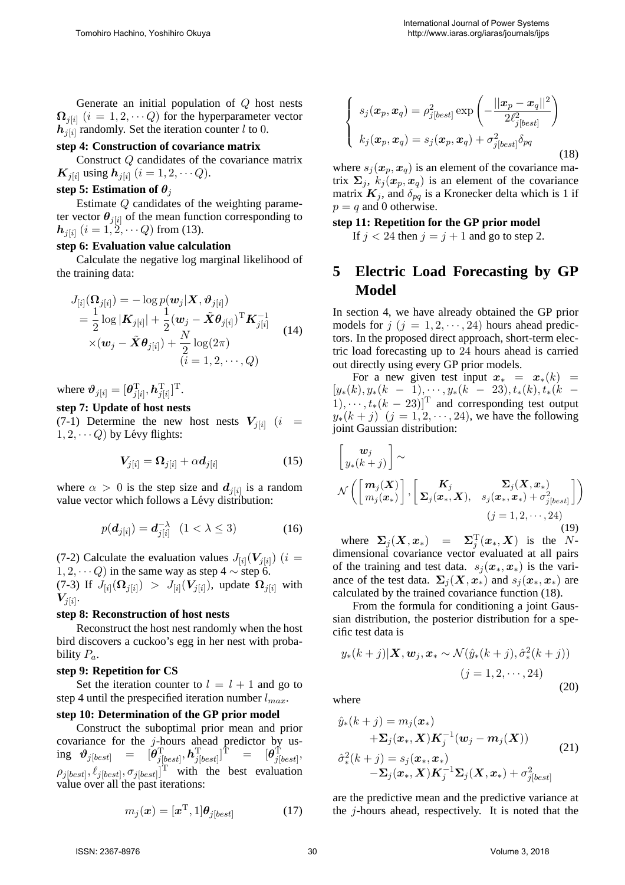Generate an initial population of $Q$ host nests $\boldsymbol{\Omega}_{j[i]}$ $(i = 1, 2, \cdots Q)$ for the hyperparameter vector $\boldsymbol{h}_{j[i]}$ randomly. Set the iteration counter $l$ to $0$.

**step 4: Construction of covariance matrix**

Construct $Q$ candidates of the covariance matrix $\boldsymbol{K}_{j[i]}$ using $\boldsymbol{h}_{j[i]}$ $(i = 1, 2, \cdots Q)$.

**step 5: Estimation of $\boldsymbol{\theta}_j$**

Estimate $Q$ candidates of the weighting parameter vector $\boldsymbol{\theta}_{j[i]}$ of the mean function corresponding to $\boldsymbol{h}_{j[i]}$ $(i = 1, 2, \cdots Q)$ from (13).

**step 6: Evaluation value calculation**

Calculate the negative log marginal likelihood of the training data:

$$
\begin{aligned}
J_{[i]}(\boldsymbol{\Omega}_{j[i]}) &= -\log p(\boldsymbol{w}_j | \boldsymbol{X}, \boldsymbol{\vartheta}_{j[i]}) \\
&= \frac{1}{2}\log|\boldsymbol{K}_{j[i]}| + \frac{1}{2}(\boldsymbol{w}_j - \tilde{\boldsymbol{X}}\boldsymbol{\theta}_{j[i]})^{\mathrm{T}}\boldsymbol{K}_{j[i]}^{-1} \\
&\quad \times(\boldsymbol{w}_j - \tilde{\boldsymbol{X}}\boldsymbol{\theta}_{j[i]}) + \frac{N}{2}\log(2\pi) \\
&\qquad (i = 1, 2, \cdots, Q)
\end{aligned}
\tag{14}
$$

where $\boldsymbol{\vartheta}_{j[i]} = [\boldsymbol{\theta}_{j[i]}^{\mathrm{T}}, \boldsymbol{h}_{j[i]}^{\mathrm{T}}]^{\mathrm{T}}$.

**step 7: Update of host nests**

(7-1) Determine the new host nests $\boldsymbol{V}_{j[i]}$ $(i = 1, 2, \cdots Q)$ by Lévy flights:

$$
\boldsymbol{V}_{j[i]} = \boldsymbol{\Omega}_{j[i]} + \alpha \boldsymbol{d}_{j[i]} \tag{15}
$$

where $\alpha > 0$ is the step size and $\boldsymbol{d}_{j[i]}$ is a random value vector which follows a Lévy distribution:

$$
p(\boldsymbol{d}_{j[i]}) = \boldsymbol{d}_{j[i]}^{-\lambda} \quad (1 < \lambda \leq 3) \tag{16}
$$

(7-2) Calculate the evaluation values $J_{[i]}(\boldsymbol{V}_{j[i]})$ $(i = 1, 2, \cdots Q)$ in the same way as step 4 $\sim$ step 6.

(7-3) If $J_{[i]}(\boldsymbol{\Omega}_{j[i]}) > J_{[i]}(\boldsymbol{V}_{j[i]})$, update $\boldsymbol{\Omega}_{j[i]}$ with $\boldsymbol{V}_{j[i]}$.

**step 8: Reconstruction of host nests**

Reconstruct the host nest randomly when the host bird discovers a cuckoo's egg in her nest with probability $P_a$.

**step 9: Repetition for CS**

Set the iteration counter to $l = l + 1$ and go to step 4 until the prespecified iteration number $l_{max}$.

**step 10: Determination of the GP prior model**

Construct the suboptimal prior mean and prior covariance for the $j$-hours ahead predictor by using $\boldsymbol{\vartheta}_{j[best]} = [\boldsymbol{\theta}_{j[best]}^{\mathrm{T}}, \boldsymbol{h}_{j[best]}^{\mathrm{T}}]^{\mathrm{T}} = [\boldsymbol{\theta}_{j[best]}^{\mathrm{T}}, \rho_{j[best]}, \ell_{j[best]}, \sigma_{j[best]}]^{\mathrm{T}}$ with the best evaluation value over all the past iterations:

$$
m_j(\boldsymbol{x}) = [\boldsymbol{x}^{\mathrm{T}}, 1]\boldsymbol{\theta}_{j[best]} \tag{17}
$$

$$
\left\{
\begin{aligned}
s_j(\boldsymbol{x}_p, \boldsymbol{x}_q) &= \rho_{j[best]}^2 \exp\left(-\frac{||\boldsymbol{x}_p - \boldsymbol{x}_q||^2}{2\ell_{j[best]}^2}\right) \\
k_j(\boldsymbol{x}_p, \boldsymbol{x}_q) &= s_j(\boldsymbol{x}_p, \boldsymbol{x}_q) + \sigma_{j[best]}^2 \delta_{pq}
\end{aligned}
\right.
\tag{18}
$$

where $s_j(\boldsymbol{x}_p, \boldsymbol{x}_q)$ is an element of the covariance matrix $\boldsymbol{\Sigma}_j$, $k_j(\boldsymbol{x}_p, \boldsymbol{x}_q)$ is an element of the covariance matrix $\boldsymbol{K}_j$, and $\delta_{pq}$ is a Kronecker delta which is 1 if $p = q$ and 0 otherwise.

**step 11: Repetition for the GP prior model**

If $j < 24$ then $j = j + 1$ and go to step 2.

# 5 Electric Load Forecasting by GP Model

In section 4, we have already obtained the GP prior models for $j$ $(j = 1, 2, \cdots, 24)$ hours ahead predictors. In the proposed direct approach, short-term electric load forecasting up to $24$ hours ahead is carried out directly using every GP prior models.

For a new given test input $\boldsymbol{x}_* = \boldsymbol{x}_*(k) = [y_*(k), y_*(k-1), \cdots, y_*(k-23), t_*(k), t_*(k-1), \cdots, t_*(k-23)]^{\mathrm{T}}$ and corresponding test output $y_*(k+j)$ $(j = 1, 2, \cdots, 24)$, we have the following joint Gaussian distribution:

$$
\begin{aligned}
&\begin{bmatrix} \boldsymbol{w}_j \\ y_*(k+j) \end{bmatrix} \sim \\
&\mathcal{N}\left(\begin{bmatrix} \boldsymbol{m}_j(\boldsymbol{X}) \\ m_j(\boldsymbol{x}_*) \end{bmatrix}, \begin{bmatrix} \boldsymbol{K}_j & \boldsymbol{\Sigma}_j(\boldsymbol{X}, \boldsymbol{x}_*) \\ \boldsymbol{\Sigma}_j(\boldsymbol{x}_*, \boldsymbol{X}), & s_j(\boldsymbol{x}_*, \boldsymbol{x}_*) + \sigma_{j[best]}^2 \end{bmatrix}\right) \\
&\qquad\qquad (j = 1, 2, \cdots, 24)
\end{aligned}
\tag{19}
$$

where $\boldsymbol{\Sigma}_j(\boldsymbol{X}, \boldsymbol{x}_*) = \boldsymbol{\Sigma}_j^{\mathrm{T}}(\boldsymbol{x}_*, \boldsymbol{X})$ is the $N$-dimensional covariance vector evaluated at all pairs of the training and test data. $s_j(\boldsymbol{x}_*, \boldsymbol{x}_*)$ is the variance of the test data. $\boldsymbol{\Sigma}_j(\boldsymbol{X}, \boldsymbol{x}_*)$ and $s_j(\boldsymbol{x}_*, \boldsymbol{x}_*)$ are calculated by the trained covariance function (18).

From the formula for conditioning a joint Gaussian distribution, the posterior distribution for a specific test data is

$$
\begin{aligned}
y_*(k+j)|\boldsymbol{X}, \boldsymbol{w}_j, \boldsymbol{x}_* &\sim \mathcal{N}(\hat{y}_*(k+j), \hat{\sigma}_*^2(k+j)) \\
&\qquad (j = 1, 2, \cdots, 24)
\end{aligned}
\tag{20}
$$

where

$$
\begin{aligned}
\hat{y}_*(k+j) &= m_j(\boldsymbol{x}_*) \\
&\quad + \boldsymbol{\Sigma}_j(\boldsymbol{x}_*, \boldsymbol{X})\boldsymbol{K}_j^{-1}(\boldsymbol{w}_j - \boldsymbol{m}_j(\boldsymbol{X})) \\
\hat{\sigma}_*^2(k+j) &= s_j(\boldsymbol{x}_*, \boldsymbol{x}_*) \\
&\quad - \boldsymbol{\Sigma}_j(\boldsymbol{x}_*, \boldsymbol{X})\boldsymbol{K}_j^{-1}\boldsymbol{\Sigma}_j(\boldsymbol{X}, \boldsymbol{x}_*) + \sigma_{j[best]}^2
\end{aligned}
\tag{21}
$$

are the predictive mean and the predictive variance at the $j$-hours ahead, respectively. It is noted that the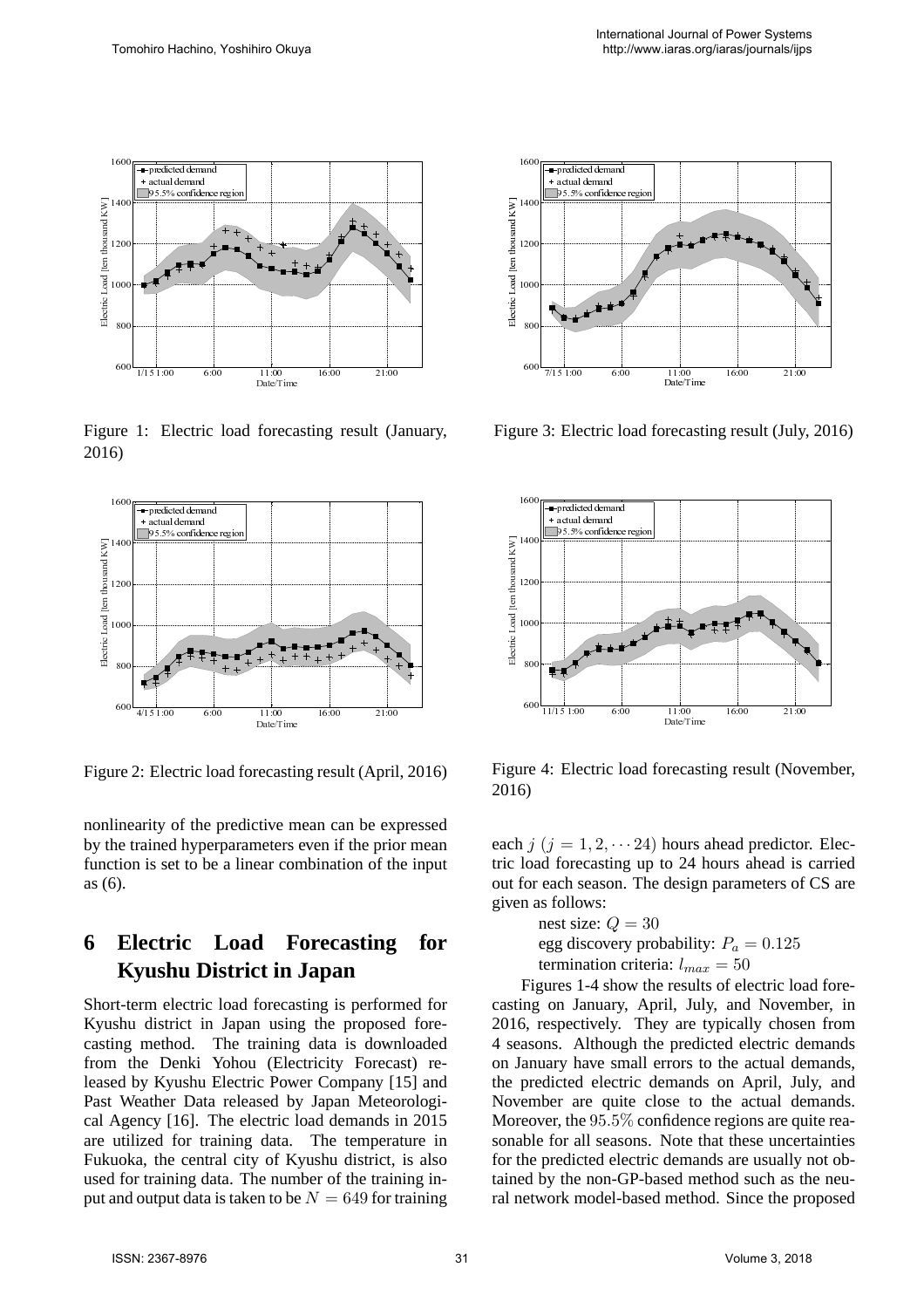Figure 1: Electric load forecasting result (January, 2016)

Figure 2: Electric load forecasting result (April, 2016)

Figure 3: Electric load forecasting result (July, 2016)

Figure 4: Electric load forecasting result (November, 2016)

nonlinearity of the predictive mean can be expressed by the trained hyperparameters even if the prior mean function is set to be a linear combination of the input as (6).

## 6 Electric Load Forecasting for Kyushu District in Japan

Short-term electric load forecasting is performed for Kyushu district in Japan using the proposed forecasting method. The training data is downloaded from the Denki Yohou (Electricity Forecast) released by Kyushu Electric Power Company [15] and Past Weather Data released by Japan Meteorological Agency [16]. The electric load demands in 2015 are utilized for training data. The temperature in Fukuoka, the central city of Kyushu district, is also used for training data. The number of the training input and output data is taken to be $N = 649$ for training each $j$ $(j = 1, 2, \cdots 24)$ hours ahead predictor. Electric load forecasting up to 24 hours ahead is carried out for each season. The design parameters of CS are given as follows:

nest size: $Q = 30$
egg discovery probability: $P_a = 0.125$
termination criteria: $l_{max} = 50$

Figures 1-4 show the results of electric load forecasting on January, April, July, and November, in 2016, respectively. They are typically chosen from 4 seasons. Although the predicted electric demands on January have small errors to the actual demands, the predicted electric demands on April, July, and November are quite close to the actual demands. Moreover, the $95.5\%$ confidence regions are quite reasonable for all seasons. Note that these uncertainties for the predicted electric demands are usually not obtained by the non-GP-based method such as the neural network model-based method. Since the proposed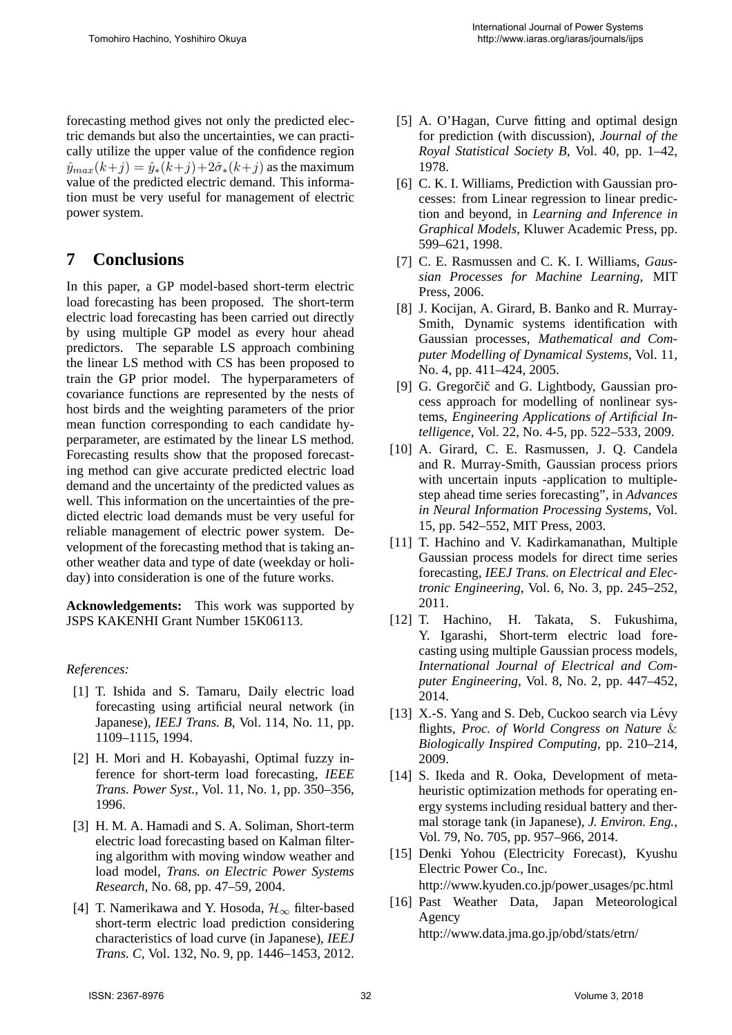forecasting method gives not only the predicted electric demands but also the uncertainties, we can practically utilize the upper value of the confidence region $\hat{y}_{max}(k+j) = \hat{y}_*(k+j)+2\hat{\sigma}_*(k+j)$ as the maximum value of the predicted electric demand. This information must be very useful for management of electric power system.

## 7 Conclusions

In this paper, a GP model-based short-term electric load forecasting has been proposed. The short-term electric load forecasting has been carried out directly by using multiple GP model as every hour ahead predictors. The separable LS approach combining the linear LS method with CS has been proposed to train the GP prior model. The hyperparameters of covariance functions are represented by the nests of host birds and the weighting parameters of the prior mean function corresponding to each candidate hyperparameter, are estimated by the linear LS method. Forecasting results show that the proposed forecasting method can give accurate predicted electric load demand and the uncertainty of the predicted values as well. This information on the uncertainties of the predicted electric load demands must be very useful for reliable management of electric power system. Development of the forecasting method that is taking another weather data and type of date (weekday or holiday) into consideration is one of the future works.

**Acknowledgements:** This work was supported by JSPS KAKENHI Grant Number 15K06113.

*References:*

[1] T. Ishida and S. Tamaru, Daily electric load forecasting using artificial neural network (in Japanese), *IEEJ Trans. B*, Vol. 114, No. 11, pp. 1109–1115, 1994.

[2] H. Mori and H. Kobayashi, Optimal fuzzy inference for short-term load forecasting, *IEEE Trans. Power Syst.*, Vol. 11, No. 1, pp. 350–356, 1996.

[3] H. M. A. Hamadi and S. A. Soliman, Short-term electric load forecasting based on Kalman filtering algorithm with moving window weather and load model, *Trans. on Electric Power Systems Research*, No. 68, pp. 47–59, 2004.

[4] T. Namerikawa and Y. Hosoda, $\mathcal{H}_\infty$ filter-based short-term electric load prediction considering characteristics of load curve (in Japanese), *IEEJ Trans. C*, Vol. 132, No. 9, pp. 1446–1453, 2012.

[5] A. O'Hagan, Curve fitting and optimal design for prediction (with discussion), *Journal of the Royal Statistical Society B*, Vol. 40, pp. 1–42, 1978.

[6] C. K. I. Williams, Prediction with Gaussian processes: from Linear regression to linear prediction and beyond, in *Learning and Inference in Graphical Models*, Kluwer Academic Press, pp. 599–621, 1998.

[7] C. E. Rasmussen and C. K. I. Williams, *Gaussian Processes for Machine Learning*, MIT Press, 2006.

[8] J. Kocijan, A. Girard, B. Banko and R. Murray-Smith, Dynamic systems identification with Gaussian processes, *Mathematical and Computer Modelling of Dynamical Systems*, Vol. 11, No. 4, pp. 411–424, 2005.

[9] G. Gregorčič and G. Lightbody, Gaussian process approach for modelling of nonlinear systems, *Engineering Applications of Artificial Intelligence*, Vol. 22, No. 4-5, pp. 522–533, 2009.

[10] A. Girard, C. E. Rasmussen, J. Q. Candela and R. Murray-Smith, Gaussian process priors with uncertain inputs -application to multiple-step ahead time series forecasting", in *Advances in Neural Information Processing Systems*, Vol. 15, pp. 542–552, MIT Press, 2003.

[11] T. Hachino and V. Kadirkamanathan, Multiple Gaussian process models for direct time series forecasting, *IEEJ Trans. on Electrical and Electronic Engineering*, Vol. 6, No. 3, pp. 245–252, 2011.

[12] T. Hachino, H. Takata, S. Fukushima, Y. Igarashi, Short-term electric load forecasting using multiple Gaussian process models, *International Journal of Electrical and Computer Engineering*, Vol. 8, No. 2, pp. 447–452, 2014.

[13] X.-S. Yang and S. Deb, Cuckoo search via Lévy flights, *Proc. of World Congress on Nature & Biologically Inspired Computing*, pp. 210–214, 2009.

[14] S. Ikeda and R. Ooka, Development of metaheuristic optimization methods for operating energy systems including residual battery and thermal storage tank (in Japanese), *J. Environ. Eng.*, Vol. 79, No. 705, pp. 957–966, 2014.

[15] Denki Yohou (Electricity Forecast), Kyushu Electric Power Co., Inc. http://www.kyuden.co.jp/power_usages/pc.html

[16] Past Weather Data, Japan Meteorological Agency http://www.data.jma.go.jp/obd/stats/etrn/